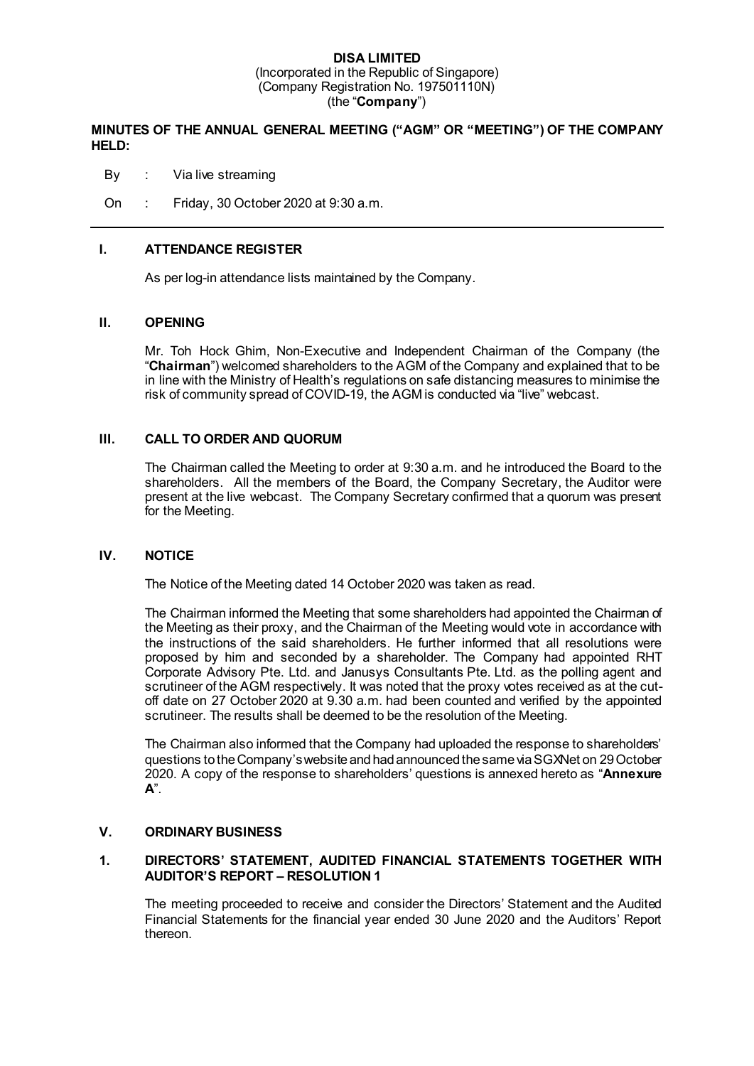**DISA LIMITED**
(Incorporated in the Republic of Singapore)
(Company Registration No. 197501110N)
(the "**Company**")

**MINUTES OF THE ANNUAL GENERAL MEETING ("AGM" OR "MEETING") OF THE COMPANY HELD:**

By : Via live streaming

On : Friday, 30 October 2020 at 9:30 a.m.

---

## I. ATTENDANCE REGISTER

As per log-in attendance lists maintained by the Company.

## II. OPENING

Mr. Toh Hock Ghim, Non-Executive and Independent Chairman of the Company (the "**Chairman**") welcomed shareholders to the AGM of the Company and explained that to be in line with the Ministry of Health's regulations on safe distancing measures to minimise the risk of community spread of COVID-19, the AGM is conducted via "live" webcast.

## III. CALL TO ORDER AND QUORUM

The Chairman called the Meeting to order at 9:30 a.m. and he introduced the Board to the shareholders. All the members of the Board, the Company Secretary, the Auditor were present at the live webcast. The Company Secretary confirmed that a quorum was present for the Meeting.

## IV. NOTICE

The Notice of the Meeting dated 14 October 2020 was taken as read.

The Chairman informed the Meeting that some shareholders had appointed the Chairman of the Meeting as their proxy, and the Chairman of the Meeting would vote in accordance with the instructions of the said shareholders. He further informed that all resolutions were proposed by him and seconded by a shareholder. The Company had appointed RHT Corporate Advisory Pte. Ltd. and Janusys Consultants Pte. Ltd. as the polling agent and scrutineer of the AGM respectively. It was noted that the proxy votes received as at the cut-off date on 27 October 2020 at 9.30 a.m. had been counted and verified by the appointed scrutineer. The results shall be deemed to be the resolution of the Meeting.

The Chairman also informed that the Company had uploaded the response to shareholders' questions to the Company's website and had announced the same via SGXNet on 29 October 2020. A copy of the response to shareholders' questions is annexed hereto as "**Annexure A**".

## V. ORDINARY BUSINESS

### 1. DIRECTORS' STATEMENT, AUDITED FINANCIAL STATEMENTS TOGETHER WITH AUDITOR'S REPORT – RESOLUTION 1

The meeting proceeded to receive and consider the Directors' Statement and the Audited Financial Statements for the financial year ended 30 June 2020 and the Auditors' Report thereon.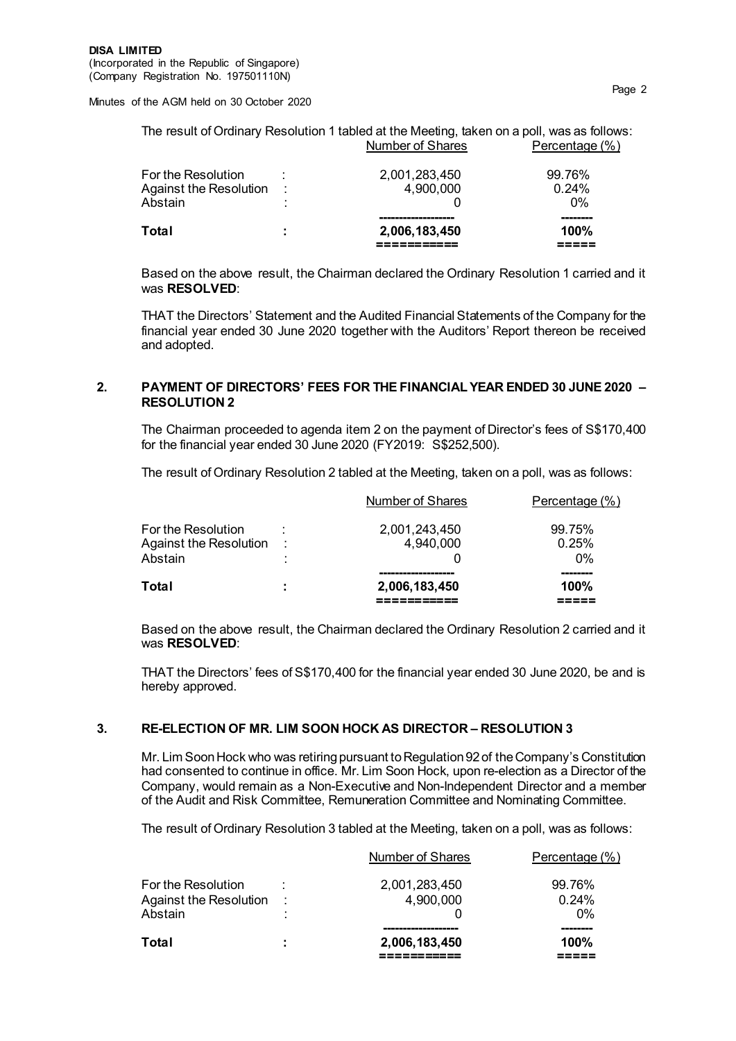The result of Ordinary Resolution 1 tabled at the Meeting, taken on a poll, was as follows:

| | | Number of Shares | Percentage (%) |
|---|---|---|---|
| For the Resolution | : | 2,001,283,450 | 99.76% |
| Against the Resolution | : | 4,900,000 | 0.24% |
| Abstain | : | 0 | 0% |
| **Total** | **:** | **2,006,183,450** | **100%** |

Based on the above result, the Chairman declared the Ordinary Resolution 1 carried and it was **RESOLVED**:

THAT the Directors' Statement and the Audited Financial Statements of the Company for the financial year ended 30 June 2020 together with the Auditors' Report thereon be received and adopted.

## 2. PAYMENT OF DIRECTORS' FEES FOR THE FINANCIAL YEAR ENDED 30 JUNE 2020 – RESOLUTION 2

The Chairman proceeded to agenda item 2 on the payment of Director's fees of S$170,400 for the financial year ended 30 June 2020 (FY2019: S$252,500).

The result of Ordinary Resolution 2 tabled at the Meeting, taken on a poll, was as follows:

| | | Number of Shares | Percentage (%) |
|---|---|---|---|
| For the Resolution | : | 2,001,243,450 | 99.75% |
| Against the Resolution | : | 4,940,000 | 0.25% |
| Abstain | : | 0 | 0% |
| **Total** | **:** | **2,006,183,450** | **100%** |

Based on the above result, the Chairman declared the Ordinary Resolution 2 carried and it was **RESOLVED**:

THAT the Directors' fees of S$170,400 for the financial year ended 30 June 2020, be and is hereby approved.

## 3. RE-ELECTION OF MR. LIM SOON HOCK AS DIRECTOR – RESOLUTION 3

Mr. Lim Soon Hock who was retiring pursuant to Regulation 92 of the Company's Constitution had consented to continue in office. Mr. Lim Soon Hock, upon re-election as a Director of the Company, would remain as a Non-Executive and Non-Independent Director and a member of the Audit and Risk Committee, Remuneration Committee and Nominating Committee.

The result of Ordinary Resolution 3 tabled at the Meeting, taken on a poll, was as follows:

| | | Number of Shares | Percentage (%) |
|---|---|---|---|
| For the Resolution | : | 2,001,283,450 | 99.76% |
| Against the Resolution | : | 4,900,000 | 0.24% |
| Abstain | : | 0 | 0% |
| **Total** | **:** | **2,006,183,450** | **100%** |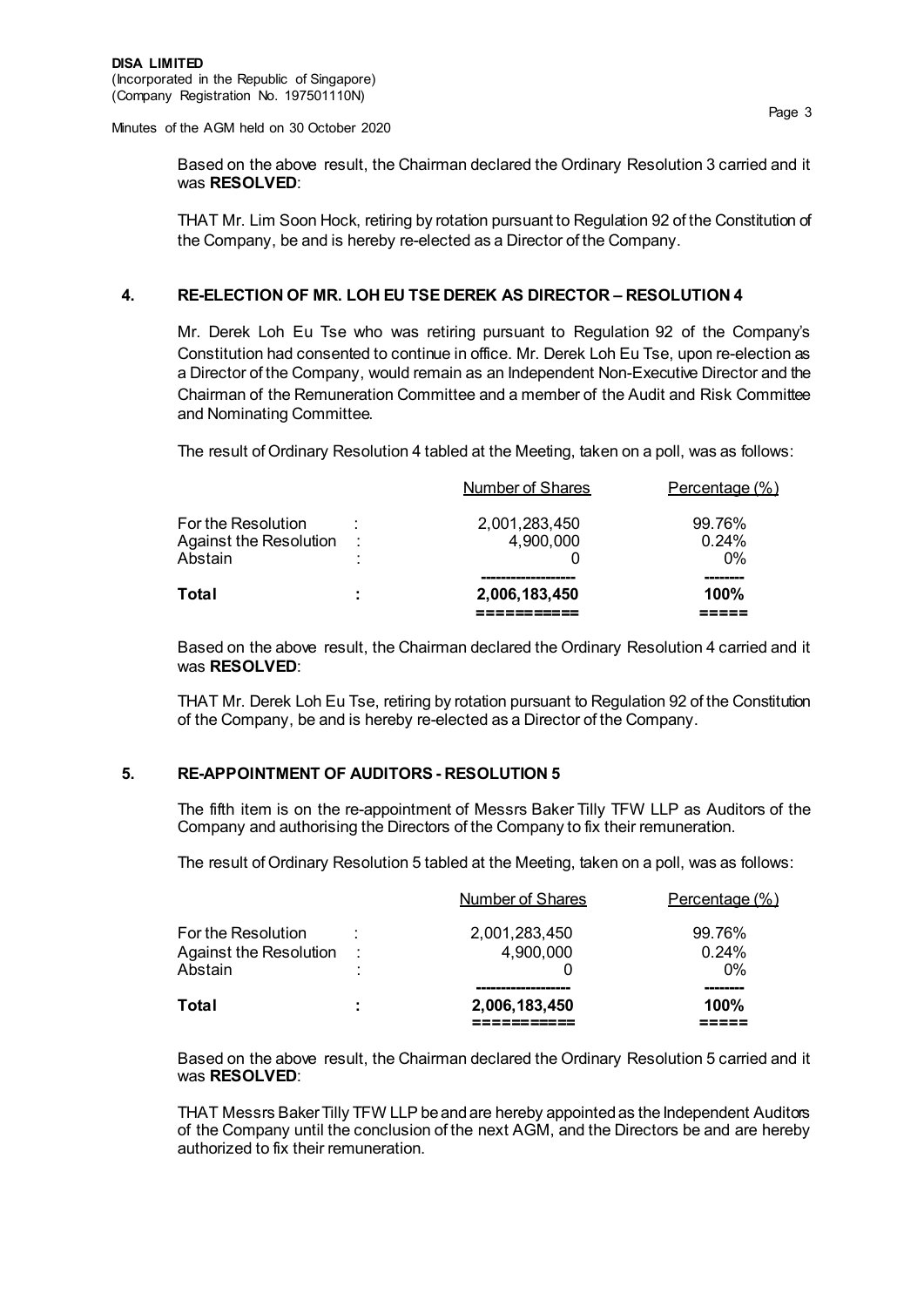Based on the above result, the Chairman declared the Ordinary Resolution 3 carried and it was **RESOLVED**:

THAT Mr. Lim Soon Hock, retiring by rotation pursuant to Regulation 92 of the Constitution of the Company, be and is hereby re-elected as a Director of the Company.

## 4. RE-ELECTION OF MR. LOH EU TSE DEREK AS DIRECTOR – RESOLUTION 4

Mr. Derek Loh Eu Tse who was retiring pursuant to Regulation 92 of the Company's Constitution had consented to continue in office. Mr. Derek Loh Eu Tse, upon re-election as a Director of the Company, would remain as an Independent Non-Executive Director and the Chairman of the Remuneration Committee and a member of the Audit and Risk Committee and Nominating Committee.

The result of Ordinary Resolution 4 tabled at the Meeting, taken on a poll, was as follows:

| | | Number of Shares | Percentage (%) |
|---|---|---|---|
| For the Resolution | : | 2,001,283,450 | 99.76% |
| Against the Resolution | : | 4,900,000 | 0.24% |
| Abstain | : | 0 | 0% |
| **Total** | **:** | **2,006,183,450** | **100%** |

Based on the above result, the Chairman declared the Ordinary Resolution 4 carried and it was **RESOLVED**:

THAT Mr. Derek Loh Eu Tse, retiring by rotation pursuant to Regulation 92 of the Constitution of the Company, be and is hereby re-elected as a Director of the Company.

## 5. RE-APPOINTMENT OF AUDITORS - RESOLUTION 5

The fifth item is on the re-appointment of Messrs Baker Tilly TFW LLP as Auditors of the Company and authorising the Directors of the Company to fix their remuneration.

The result of Ordinary Resolution 5 tabled at the Meeting, taken on a poll, was as follows:

| | | Number of Shares | Percentage (%) |
|---|---|---|---|
| For the Resolution | : | 2,001,283,450 | 99.76% |
| Against the Resolution | : | 4,900,000 | 0.24% |
| Abstain | : | 0 | 0% |
| **Total** | **:** | **2,006,183,450** | **100%** |

Based on the above result, the Chairman declared the Ordinary Resolution 5 carried and it was **RESOLVED**:

THAT Messrs Baker Tilly TFW LLP be and are hereby appointed as the Independent Auditors of the Company until the conclusion of the next AGM, and the Directors be and are hereby authorized to fix their remuneration.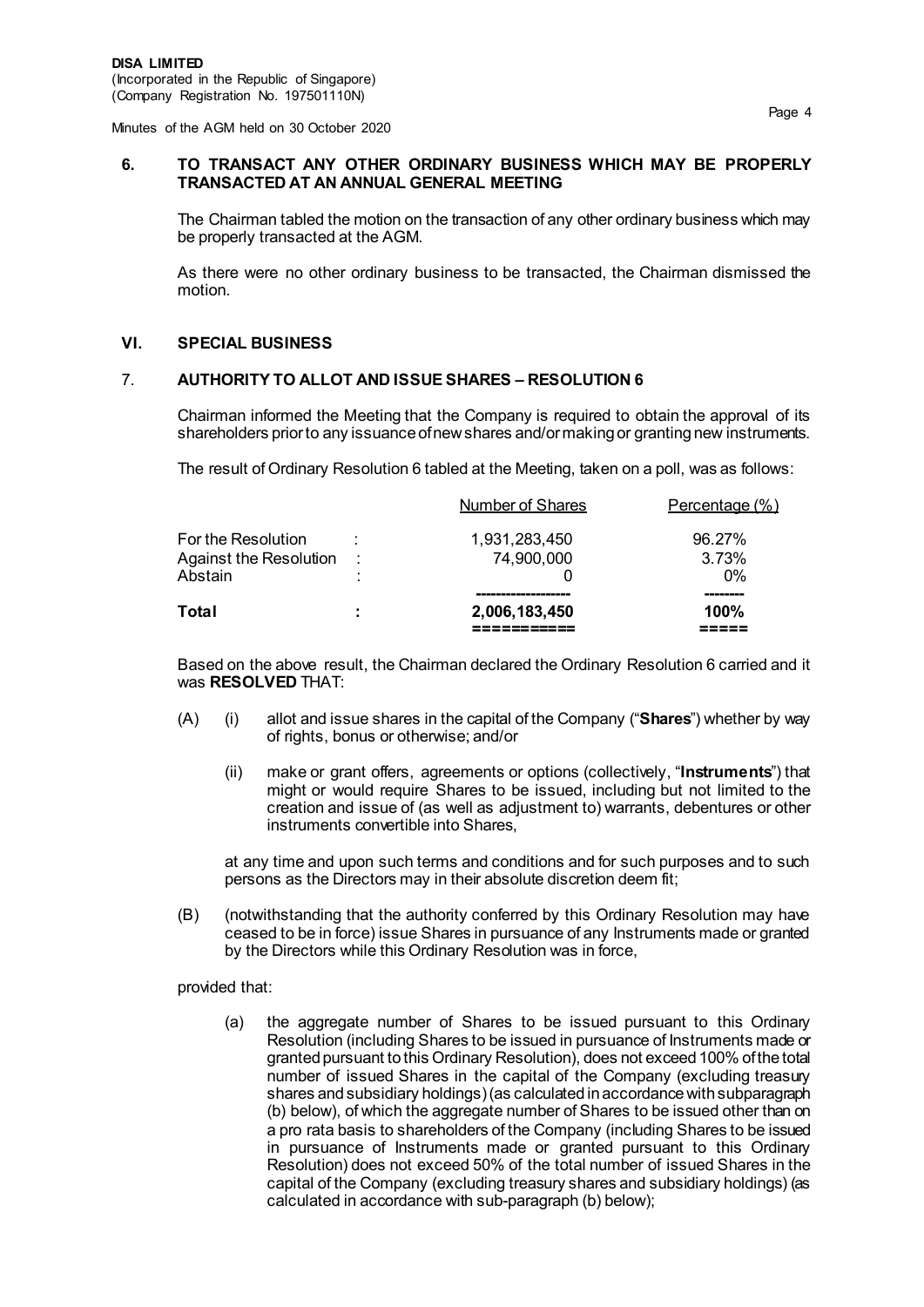### 6. TO TRANSACT ANY OTHER ORDINARY BUSINESS WHICH MAY BE PROPERLY TRANSACTED AT AN ANNUAL GENERAL MEETING

The Chairman tabled the motion on the transaction of any other ordinary business which may be properly transacted at the AGM.

As there were no other ordinary business to be transacted, the Chairman dismissed the motion.

## VI. SPECIAL BUSINESS

### 7. AUTHORITY TO ALLOT AND ISSUE SHARES – RESOLUTION 6

Chairman informed the Meeting that the Company is required to obtain the approval of its shareholders prior to any issuance of new shares and/or making or granting new instruments.

The result of Ordinary Resolution 6 tabled at the Meeting, taken on a poll, was as follows:

| | | Number of Shares | Percentage (%) |
|---|---|---|---|
| For the Resolution | : | 1,931,283,450 | 96.27% |
| Against the Resolution | : | 74,900,000 | 3.73% |
| Abstain | : | 0 | 0% |
| **Total** | **:** | **2,006,183,450** | **100%** |

Based on the above result, the Chairman declared the Ordinary Resolution 6 carried and it was **RESOLVED** THAT:

(A) (i) allot and issue shares in the capital of the Company ("**Shares**") whether by way of rights, bonus or otherwise; and/or

(ii) make or grant offers, agreements or options (collectively, "**Instruments**") that might or would require Shares to be issued, including but not limited to the creation and issue of (as well as adjustment to) warrants, debentures or other instruments convertible into Shares,

at any time and upon such terms and conditions and for such purposes and to such persons as the Directors may in their absolute discretion deem fit;

(B) (notwithstanding that the authority conferred by this Ordinary Resolution may have ceased to be in force) issue Shares in pursuance of any Instruments made or granted by the Directors while this Ordinary Resolution was in force,

provided that:

(a) the aggregate number of Shares to be issued pursuant to this Ordinary Resolution (including Shares to be issued in pursuance of Instruments made or granted pursuant to this Ordinary Resolution), does not exceed 100% of the total number of issued Shares in the capital of the Company (excluding treasury shares and subsidiary holdings) (as calculated in accordance with subparagraph (b) below), of which the aggregate number of Shares to be issued other than on a pro rata basis to shareholders of the Company (including Shares to be issued in pursuance of Instruments made or granted pursuant to this Ordinary Resolution) does not exceed 50% of the total number of issued Shares in the capital of the Company (excluding treasury shares and subsidiary holdings) (as calculated in accordance with sub-paragraph (b) below);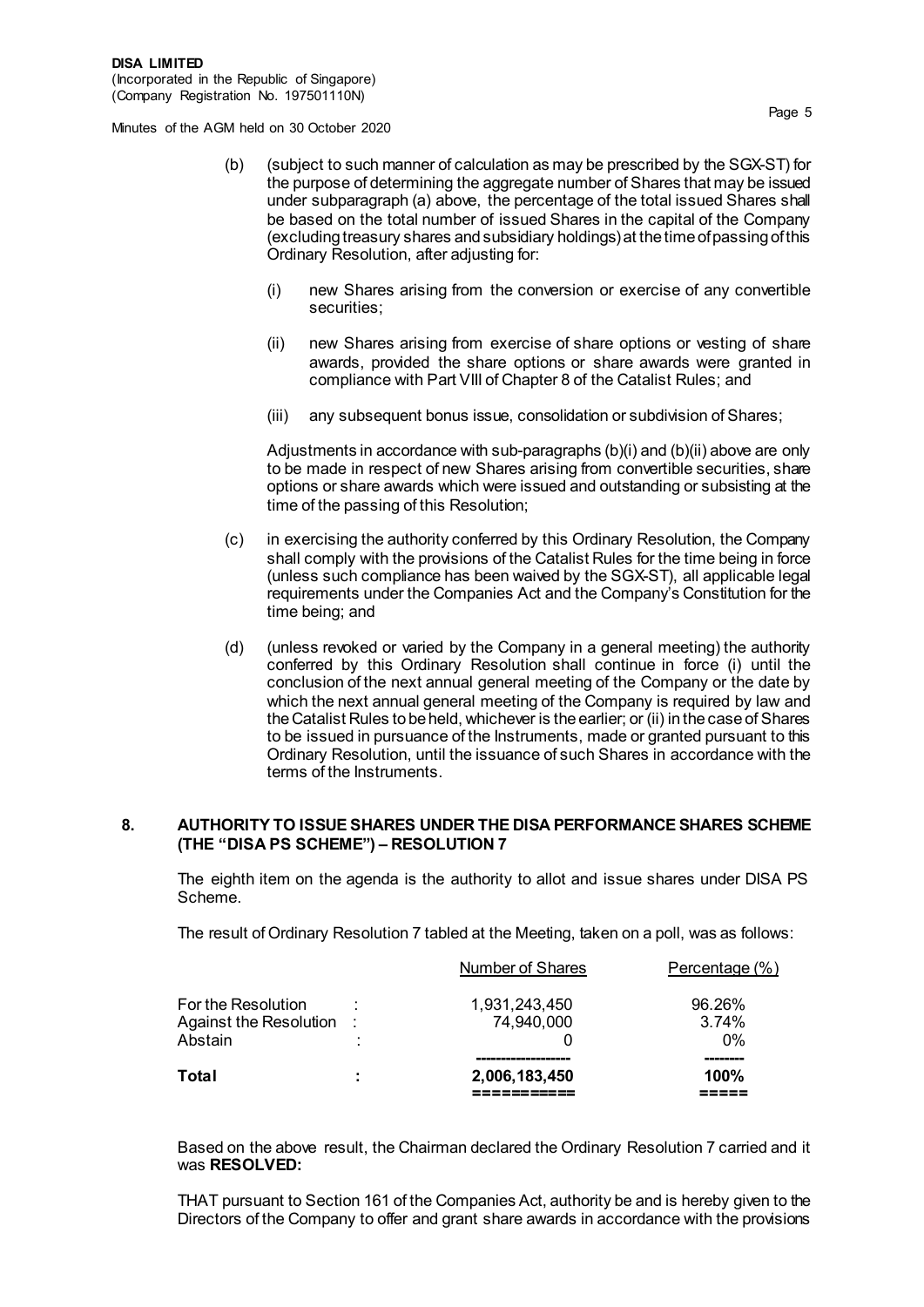(b) (subject to such manner of calculation as may be prescribed by the SGX-ST) for the purpose of determining the aggregate number of Shares that may be issued under subparagraph (a) above, the percentage of the total issued Shares shall be based on the total number of issued Shares in the capital of the Company (excluding treasury shares and subsidiary holdings) at the time of passing of this Ordinary Resolution, after adjusting for:

   (i) new Shares arising from the conversion or exercise of any convertible securities;

   (ii) new Shares arising from exercise of share options or vesting of share awards, provided the share options or share awards were granted in compliance with Part VIII of Chapter 8 of the Catalist Rules; and

   (iii) any subsequent bonus issue, consolidation or subdivision of Shares;

   Adjustments in accordance with sub-paragraphs (b)(i) and (b)(ii) above are only to be made in respect of new Shares arising from convertible securities, share options or share awards which were issued and outstanding or subsisting at the time of the passing of this Resolution;

(c) in exercising the authority conferred by this Ordinary Resolution, the Company shall comply with the provisions of the Catalist Rules for the time being in force (unless such compliance has been waived by the SGX-ST), all applicable legal requirements under the Companies Act and the Company's Constitution for the time being; and

(d) (unless revoked or varied by the Company in a general meeting) the authority conferred by this Ordinary Resolution shall continue in force (i) until the conclusion of the next annual general meeting of the Company or the date by which the next annual general meeting of the Company is required by law and the Catalist Rules to be held, whichever is the earlier; or (ii) in the case of Shares to be issued in pursuance of the Instruments, made or granted pursuant to this Ordinary Resolution, until the issuance of such Shares in accordance with the terms of the Instruments.

## 8. AUTHORITY TO ISSUE SHARES UNDER THE DISA PERFORMANCE SHARES SCHEME (THE "DISA PS SCHEME") – RESOLUTION 7

The eighth item on the agenda is the authority to allot and issue shares under DISA PS Scheme.

The result of Ordinary Resolution 7 tabled at the Meeting, taken on a poll, was as follows:

| | | Number of Shares | Percentage (%) |
|---|---|---|---|
| For the Resolution | : | 1,931,243,450 | 96.26% |
| Against the Resolution | : | 74,940,000 | 3.74% |
| Abstain | : | 0 | 0% |
| **Total** | **:** | **2,006,183,450** | **100%** |

Based on the above result, the Chairman declared the Ordinary Resolution 7 carried and it was **RESOLVED:**

THAT pursuant to Section 161 of the Companies Act, authority be and is hereby given to the Directors of the Company to offer and grant share awards in accordance with the provisions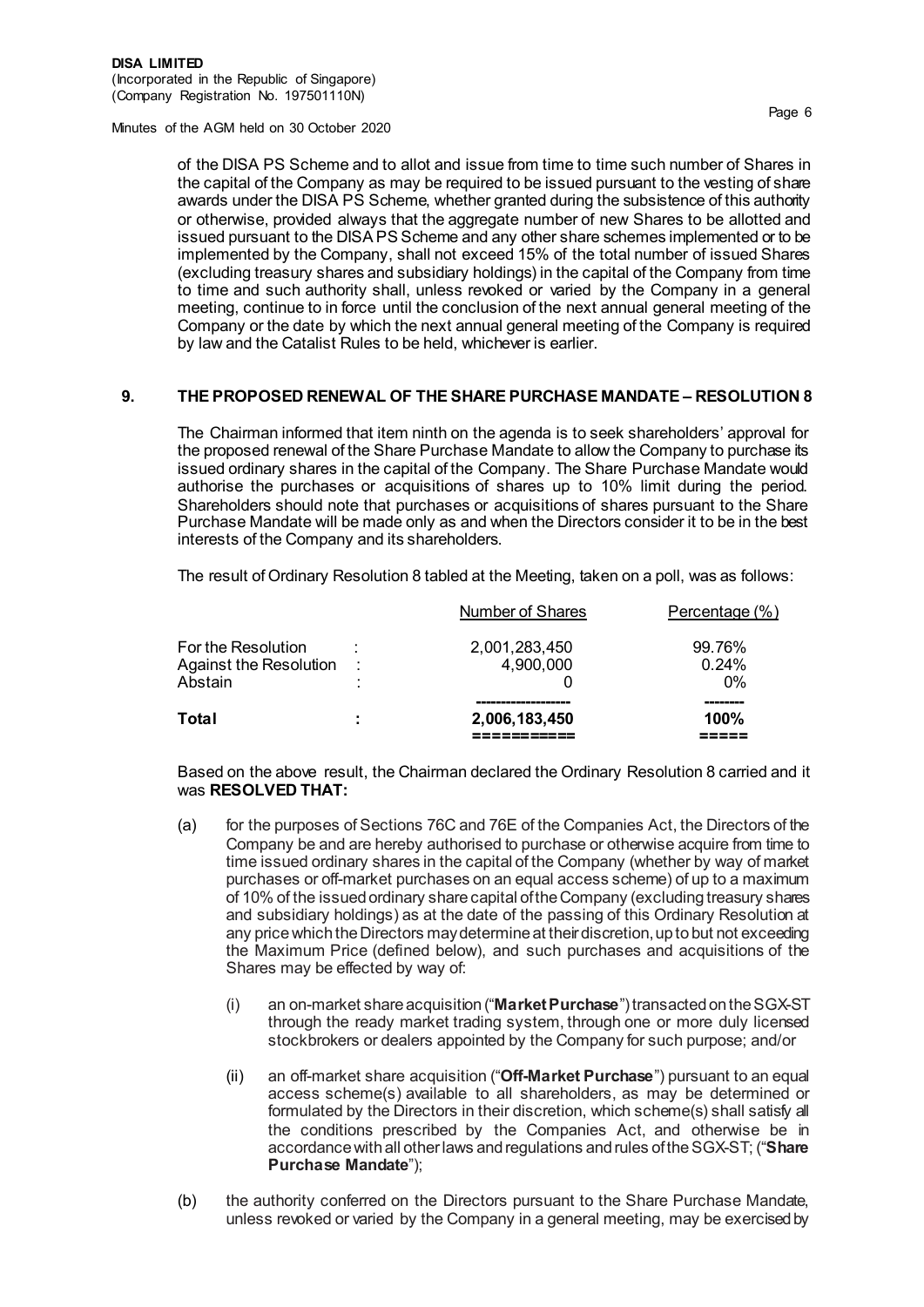of the DISA PS Scheme and to allot and issue from time to time such number of Shares in the capital of the Company as may be required to be issued pursuant to the vesting of share awards under the DISA PS Scheme, whether granted during the subsistence of this authority or otherwise, provided always that the aggregate number of new Shares to be allotted and issued pursuant to the DISA PS Scheme and any other share schemes implemented or to be implemented by the Company, shall not exceed 15% of the total number of issued Shares (excluding treasury shares and subsidiary holdings) in the capital of the Company from time to time and such authority shall, unless revoked or varied by the Company in a general meeting, continue to in force until the conclusion of the next annual general meeting of the Company or the date by which the next annual general meeting of the Company is required by law and the Catalist Rules to be held, whichever is earlier.

## 9. THE PROPOSED RENEWAL OF THE SHARE PURCHASE MANDATE – RESOLUTION 8

The Chairman informed that item ninth on the agenda is to seek shareholders' approval for the proposed renewal of the Share Purchase Mandate to allow the Company to purchase its issued ordinary shares in the capital of the Company. The Share Purchase Mandate would authorise the purchases or acquisitions of shares up to 10% limit during the period. Shareholders should note that purchases or acquisitions of shares pursuant to the Share Purchase Mandate will be made only as and when the Directors consider it to be in the best interests of the Company and its shareholders.

The result of Ordinary Resolution 8 tabled at the Meeting, taken on a poll, was as follows:

| | | Number of Shares | Percentage (%) |
|---|---|---|---|
| For the Resolution | : | 2,001,283,450 | 99.76% |
| Against the Resolution | : | 4,900,000 | 0.24% |
| Abstain | : | 0 | 0% |
| **Total** | **:** | **2,006,183,450** | **100%** |

Based on the above result, the Chairman declared the Ordinary Resolution 8 carried and it was **RESOLVED THAT:**

(a) for the purposes of Sections 76C and 76E of the Companies Act, the Directors of the Company be and are hereby authorised to purchase or otherwise acquire from time to time issued ordinary shares in the capital of the Company (whether by way of market purchases or off-market purchases on an equal access scheme) of up to a maximum of 10% of the issued ordinary share capital of the Company (excluding treasury shares and subsidiary holdings) as at the date of the passing of this Ordinary Resolution at any price which the Directors may determine at their discretion, up to but not exceeding the Maximum Price (defined below), and such purchases and acquisitions of the Shares may be effected by way of:

   (i) an on-market share acquisition ("**Market Purchase**") transacted on the SGX-ST through the ready market trading system, through one or more duly licensed stockbrokers or dealers appointed by the Company for such purpose; and/or

   (ii) an off-market share acquisition ("**Off-Market Purchase**") pursuant to an equal access scheme(s) available to all shareholders, as may be determined or formulated by the Directors in their discretion, which scheme(s) shall satisfy all the conditions prescribed by the Companies Act, and otherwise be in accordance with all other laws and regulations and rules of the SGX-ST; ("**Share Purchase Mandate**");

(b) the authority conferred on the Directors pursuant to the Share Purchase Mandate, unless revoked or varied by the Company in a general meeting, may be exercised by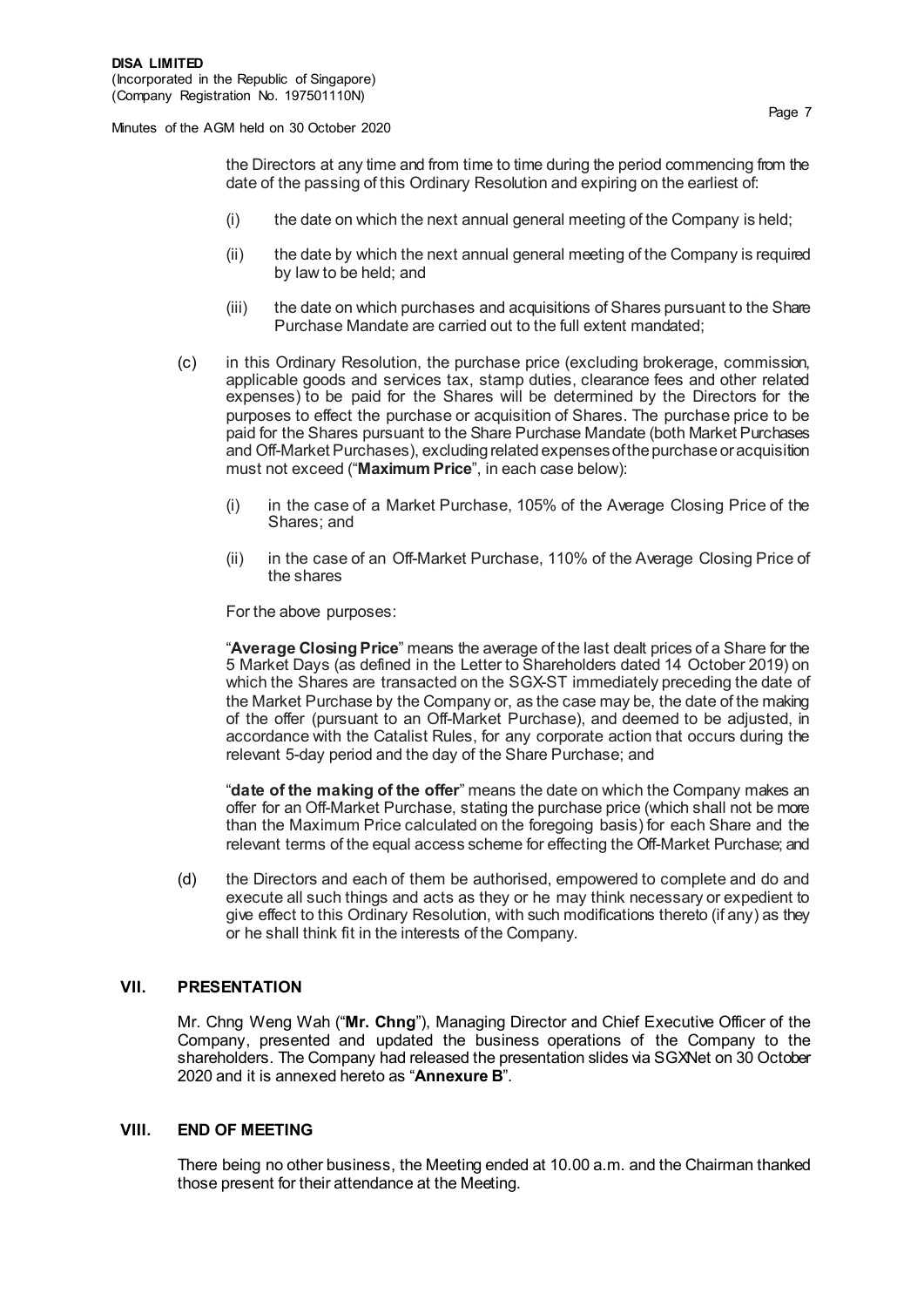the Directors at any time and from time to time during the period commencing from the date of the passing of this Ordinary Resolution and expiring on the earliest of:

(i) the date on which the next annual general meeting of the Company is held;

(ii) the date by which the next annual general meeting of the Company is required by law to be held; and

(iii) the date on which purchases and acquisitions of Shares pursuant to the Share Purchase Mandate are carried out to the full extent mandated;

(c) in this Ordinary Resolution, the purchase price (excluding brokerage, commission, applicable goods and services tax, stamp duties, clearance fees and other related expenses) to be paid for the Shares will be determined by the Directors for the purposes to effect the purchase or acquisition of Shares. The purchase price to be paid for the Shares pursuant to the Share Purchase Mandate (both Market Purchases and Off-Market Purchases), excluding related expenses of the purchase or acquisition must not exceed ("**Maximum Price**", in each case below):

(i) in the case of a Market Purchase, 105% of the Average Closing Price of the Shares; and

(ii) in the case of an Off-Market Purchase, 110% of the Average Closing Price of the shares

For the above purposes:

"**Average Closing Price**" means the average of the last dealt prices of a Share for the 5 Market Days (as defined in the Letter to Shareholders dated 14 October 2019) on which the Shares are transacted on the SGX-ST immediately preceding the date of the Market Purchase by the Company or, as the case may be, the date of the making of the offer (pursuant to an Off-Market Purchase), and deemed to be adjusted, in accordance with the Catalist Rules, for any corporate action that occurs during the relevant 5-day period and the day of the Share Purchase; and

"**date of the making of the offer**" means the date on which the Company makes an offer for an Off-Market Purchase, stating the purchase price (which shall not be more than the Maximum Price calculated on the foregoing basis) for each Share and the relevant terms of the equal access scheme for effecting the Off-Market Purchase; and

(d) the Directors and each of them be authorised, empowered to complete and do and execute all such things and acts as they or he may think necessary or expedient to give effect to this Ordinary Resolution, with such modifications thereto (if any) as they or he shall think fit in the interests of the Company.

## VII. PRESENTATION

Mr. Chng Weng Wah ("**Mr. Chng**"), Managing Director and Chief Executive Officer of the Company, presented and updated the business operations of the Company to the shareholders. The Company had released the presentation slides via SGXNet on 30 October 2020 and it is annexed hereto as "**Annexure B**".

## VIII. END OF MEETING

There being no other business, the Meeting ended at 10.00 a.m. and the Chairman thanked those present for their attendance at the Meeting.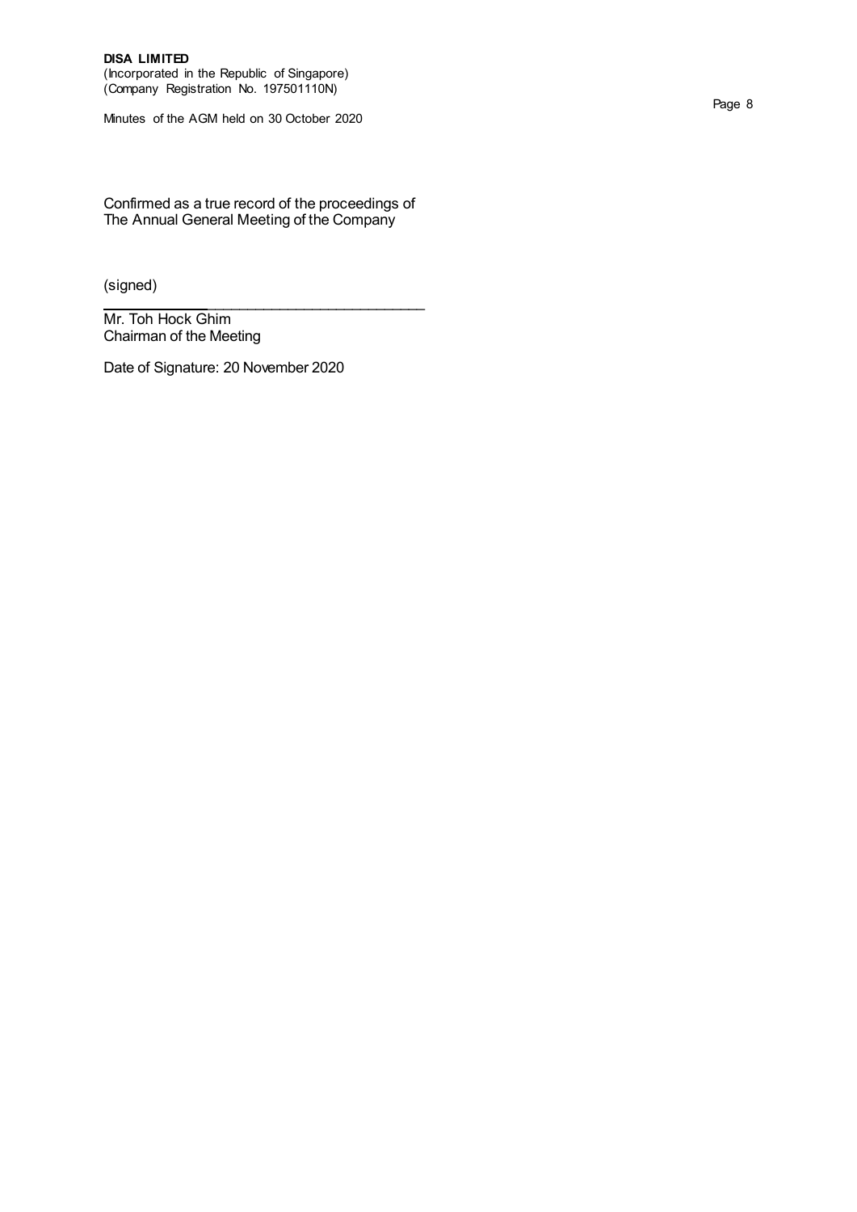Confirmed as a true record of the proceedings of
The Annual General Meeting of the Company

(signed)

\_\_\_\_\_\_\_\_\_\_\_\_\_\_\_\_\_\_\_\_\_\_\_\_\_\_\_\_\_\_\_\_\_\_\_\_\_\_\_\_

Mr. Toh Hock Ghim
Chairman of the Meeting

Date of Signature: 20 November 2020